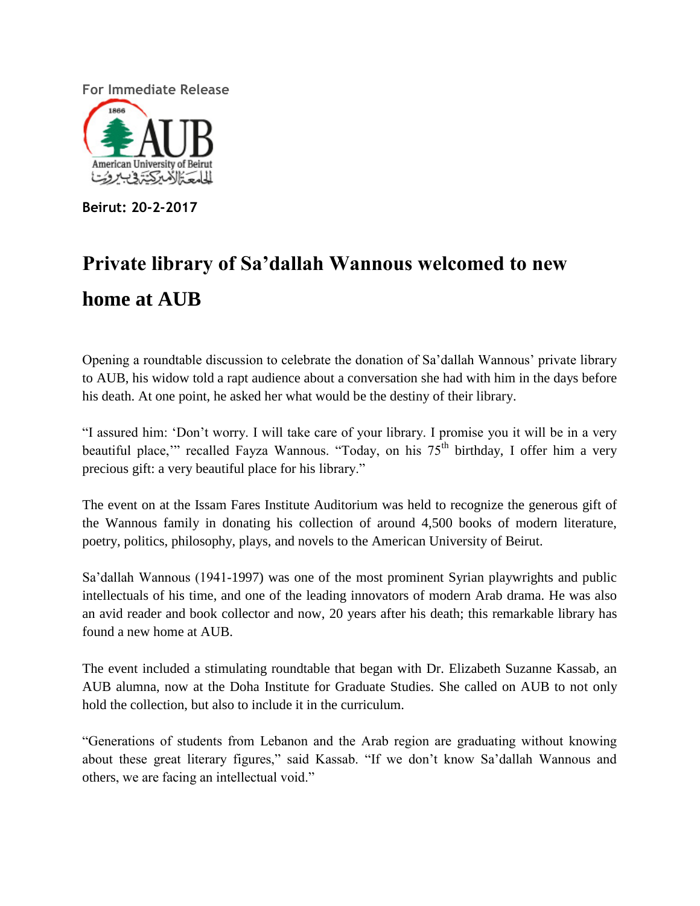For Immediate Release

**Beirut: 20-2-2017**

# Private library of Sa'dallah Wannous welcomed to new home at AUB

Opening a roundtable discussion to celebrate the donation of Sa'dallah Wannous' private library to AUB, his widow told a rapt audience about a conversation she had with him in the days before his death. At one point, he asked her what would be the destiny of their library.

"I assured him: 'Don't worry. I will take care of your library. I promise you it will be in a very beautiful place,'" recalled Fayza Wannous. "Today, on his 75th birthday, I offer him a very precious gift: a very beautiful place for his library."

The event on at the Issam Fares Institute Auditorium was held to recognize the generous gift of the Wannous family in donating his collection of around 4,500 books of modern literature, poetry, politics, philosophy, plays, and novels to the American University of Beirut.

Sa'dallah Wannous (1941-1997) was one of the most prominent Syrian playwrights and public intellectuals of his time, and one of the leading innovators of modern Arab drama. He was also an avid reader and book collector and now, 20 years after his death; this remarkable library has found a new home at AUB.

The event included a stimulating roundtable that began with Dr. Elizabeth Suzanne Kassab, an AUB alumna, now at the Doha Institute for Graduate Studies. She called on AUB to not only hold the collection, but also to include it in the curriculum.

"Generations of students from Lebanon and the Arab region are graduating without knowing about these great literary figures," said Kassab. "If we don't know Sa'dallah Wannous and others, we are facing an intellectual void."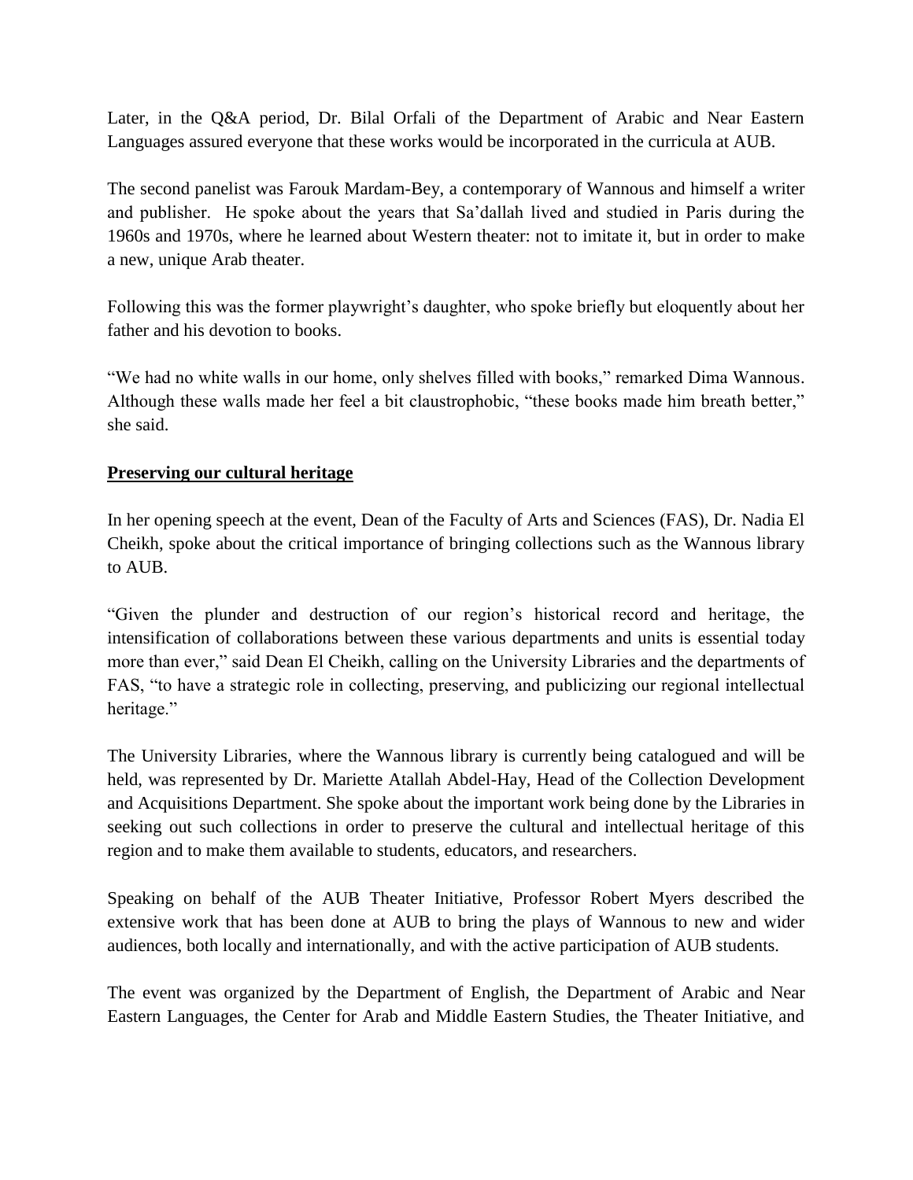Later, in the Q&A period, Dr. Bilal Orfali of the Department of Arabic and Near Eastern Languages assured everyone that these works would be incorporated in the curricula at AUB.

The second panelist was Farouk Mardam-Bey, a contemporary of Wannous and himself a writer and publisher. He spoke about the years that Sa'dallah lived and studied in Paris during the 1960s and 1970s, where he learned about Western theater: not to imitate it, but in order to make a new, unique Arab theater.

Following this was the former playwright's daughter, who spoke briefly but eloquently about her father and his devotion to books.

"We had no white walls in our home, only shelves filled with books," remarked Dima Wannous. Although these walls made her feel a bit claustrophobic, "these books made him breath better," she said.

**Preserving our cultural heritage**

In her opening speech at the event, Dean of the Faculty of Arts and Sciences (FAS), Dr. Nadia El Cheikh, spoke about the critical importance of bringing collections such as the Wannous library to AUB.

"Given the plunder and destruction of our region's historical record and heritage, the intensification of collaborations between these various departments and units is essential today more than ever," said Dean El Cheikh, calling on the University Libraries and the departments of FAS, "to have a strategic role in collecting, preserving, and publicizing our regional intellectual heritage."

The University Libraries, where the Wannous library is currently being catalogued and will be held, was represented by Dr. Mariette Atallah Abdel-Hay, Head of the Collection Development and Acquisitions Department. She spoke about the important work being done by the Libraries in seeking out such collections in order to preserve the cultural and intellectual heritage of this region and to make them available to students, educators, and researchers.

Speaking on behalf of the AUB Theater Initiative, Professor Robert Myers described the extensive work that has been done at AUB to bring the plays of Wannous to new and wider audiences, both locally and internationally, and with the active participation of AUB students.

The event was organized by the Department of English, the Department of Arabic and Near Eastern Languages, the Center for Arab and Middle Eastern Studies, the Theater Initiative, and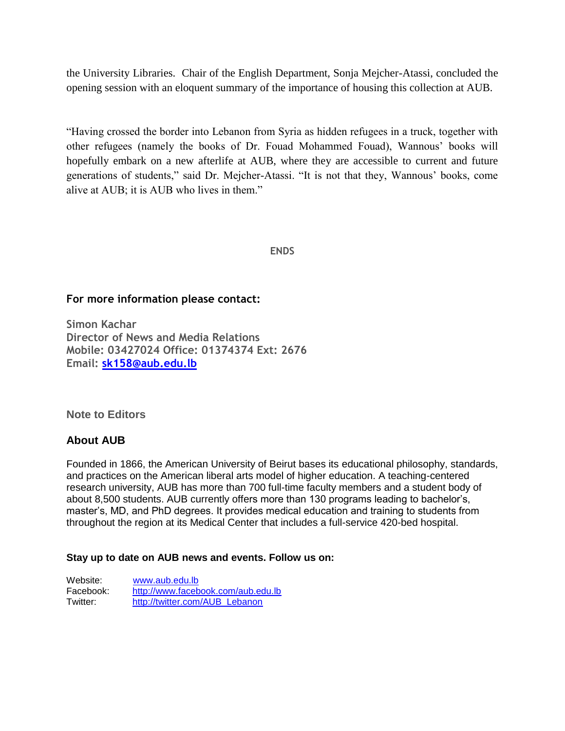the University Libraries. Chair of the English Department, Sonja Mejcher-Atassi, concluded the opening session with an eloquent summary of the importance of housing this collection at AUB.

"Having crossed the border into Lebanon from Syria as hidden refugees in a truck, together with other refugees (namely the books of Dr. Fouad Mohammed Fouad), Wannous' books will hopefully embark on a new afterlife at AUB, where they are accessible to current and future generations of students," said Dr. Mejcher-Atassi. "It is not that they, Wannous' books, come alive at AUB; it is AUB who lives in them."

**ENDS**

### For more information please contact:

**Simon Kachar**
**Director of News and Media Relations**
**Mobile: 03427024 Office: 01374374 Ext: 2676**
**Email: sk158@aub.edu.lb**

### Note to Editors

### About AUB

Founded in 1866, the American University of Beirut bases its educational philosophy, standards, and practices on the American liberal arts model of higher education. A teaching-centered research university, AUB has more than 700 full-time faculty members and a student body of about 8,500 students. AUB currently offers more than 130 programs leading to bachelor's, master's, MD, and PhD degrees. It provides medical education and training to students from throughout the region at its Medical Center that includes a full-service 420-bed hospital.

**Stay up to date on AUB news and events. Follow us on:**

Website: www.aub.edu.lb
Facebook: http://www.facebook.com/aub.edu.lb
Twitter: http://twitter.com/AUB_Lebanon